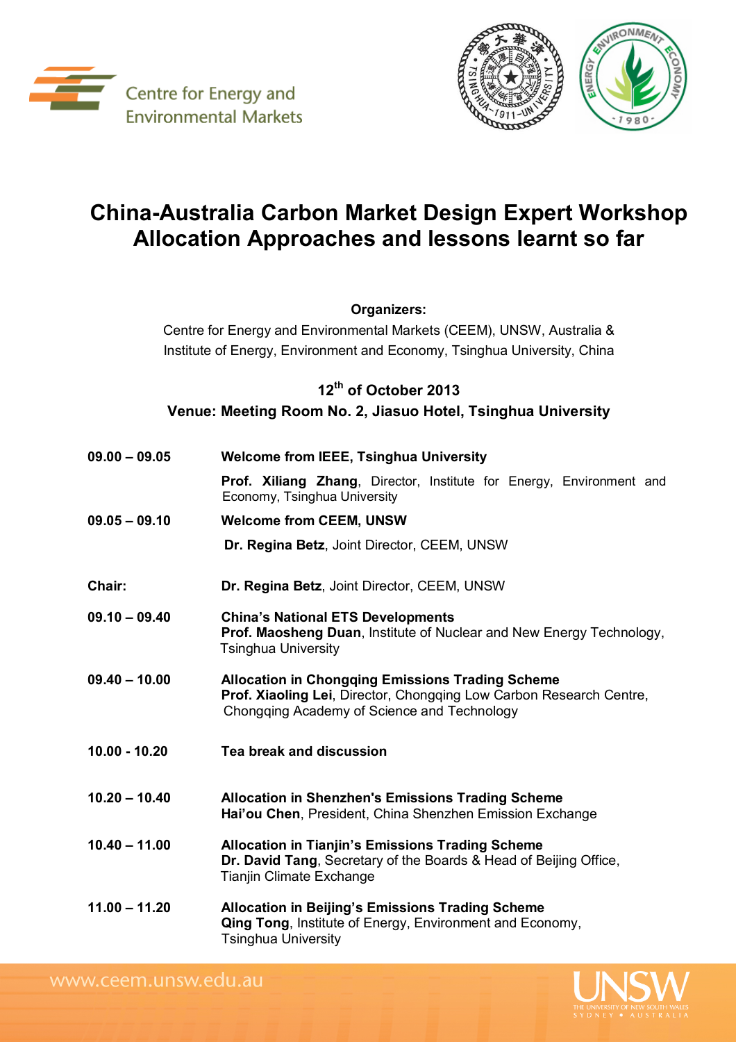Centre for Energy and Environmental Markets

# China-Australia Carbon Market Design Expert Workshop
## Allocation Approaches and lessons learnt so far

**Organizers:**

Centre for Energy and Environmental Markets (CEEM), UNSW, Australia &
Institute of Energy, Environment and Economy, Tsinghua University, China

**12th of October 2013**
**Venue: Meeting Room No. 2, Jiasuo Hotel, Tsinghua University**

| | |
|---|---|
| **09.00 – 09.05** | **Welcome from IEEE, Tsinghua University** |
| | **Prof. Xiliang Zhang**, Director, Institute for Energy, Environment and Economy, Tsinghua University |
| **09.05 – 09.10** | **Welcome from CEEM, UNSW** |
| | **Dr. Regina Betz**, Joint Director, CEEM, UNSW |
| **Chair:** | **Dr. Regina Betz**, Joint Director, CEEM, UNSW |
| **09.10 – 09.40** | **China's National ETS Developments**<br>**Prof. Maosheng Duan**, Institute of Nuclear and New Energy Technology, Tsinghua University |
| **09.40 – 10.00** | **Allocation in Chongqing Emissions Trading Scheme**<br>**Prof. Xiaoling Lei**, Director, Chongqing Low Carbon Research Centre, Chongqing Academy of Science and Technology |
| **10.00 - 10.20** | **Tea break and discussion** |
| **10.20 – 10.40** | **Allocation in Shenzhen's Emissions Trading Scheme**<br>**Hai'ou Chen**, President, China Shenzhen Emission Exchange |
| **10.40 – 11.00** | **Allocation in Tianjin's Emissions Trading Scheme**<br>**Dr. David Tang**, Secretary of the Boards & Head of Beijing Office, Tianjin Climate Exchange |
| **11.00 – 11.20** | **Allocation in Beijing's Emissions Trading Scheme**<br>**Qing Tong**, Institute of Energy, Environment and Economy, Tsinghua University |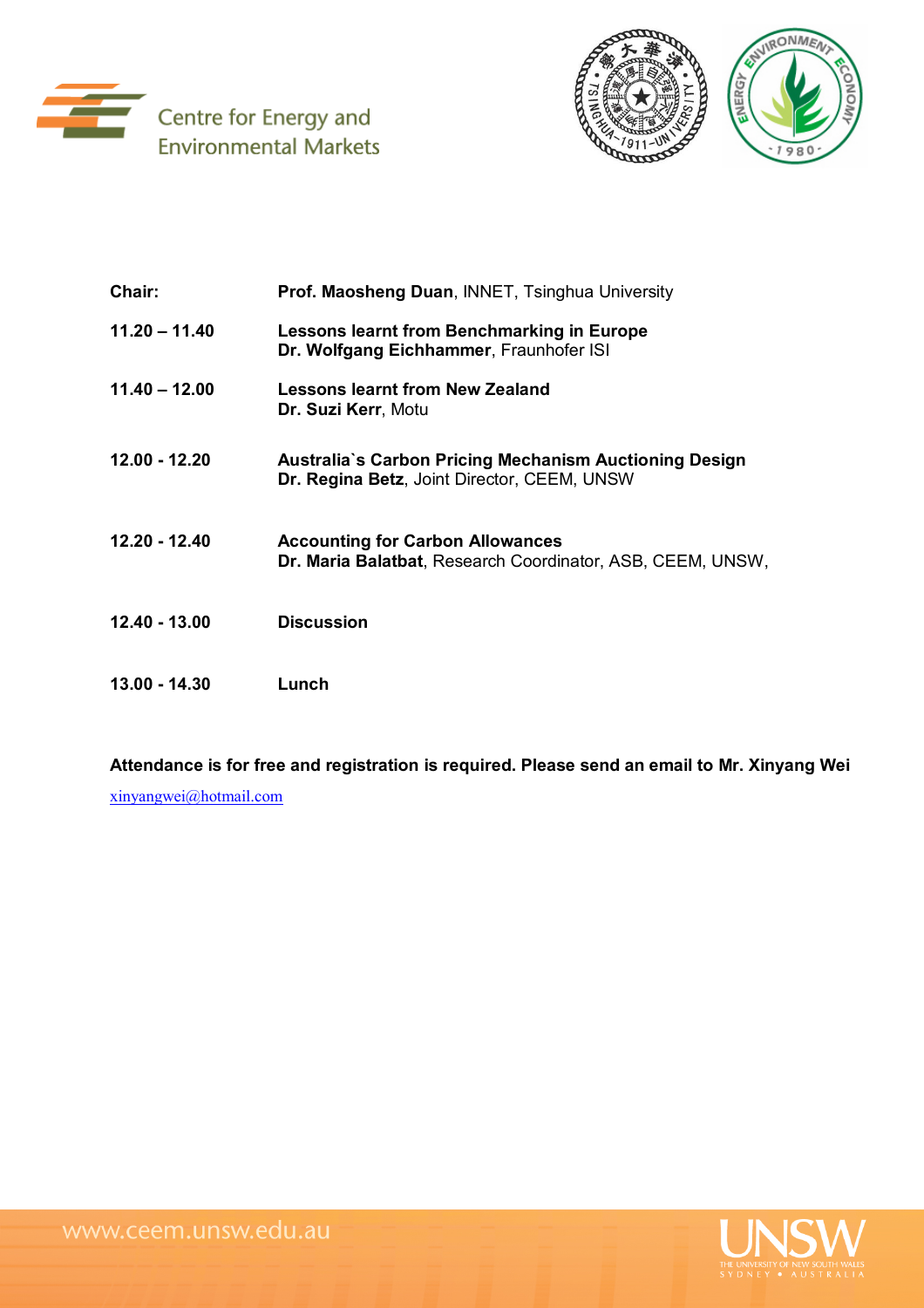Centre for Energy and Environmental Markets

| | |
|---|---|
| **Chair:** | **Prof. Maosheng Duan**, INNET, Tsinghua University |
| **11.20 – 11.40** | **Lessons learnt from Benchmarking in Europe**<br>**Dr. Wolfgang Eichhammer**, Fraunhofer ISI |
| **11.40 – 12.00** | **Lessons learnt from New Zealand**<br>**Dr. Suzi Kerr**, Motu |
| **12.00 - 12.20** | **Australia`s Carbon Pricing Mechanism Auctioning Design**<br>**Dr. Regina Betz**, Joint Director, CEEM, UNSW |
| **12.20 - 12.40** | **Accounting for Carbon Allowances**<br>**Dr. Maria Balatbat**, Research Coordinator, ASB, CEEM, UNSW, |
| **12.40 - 13.00** | **Discussion** |
| **13.00 - 14.30** | **Lunch** |

**Attendance is for free and registration is required. Please send an email to Mr. Xinyang Wei**

xinyangwei@hotmail.com

www.ceem.unsw.edu.au

UNSW THE UNIVERSITY OF NEW SOUTH WALES SYDNEY • AUSTRALIA